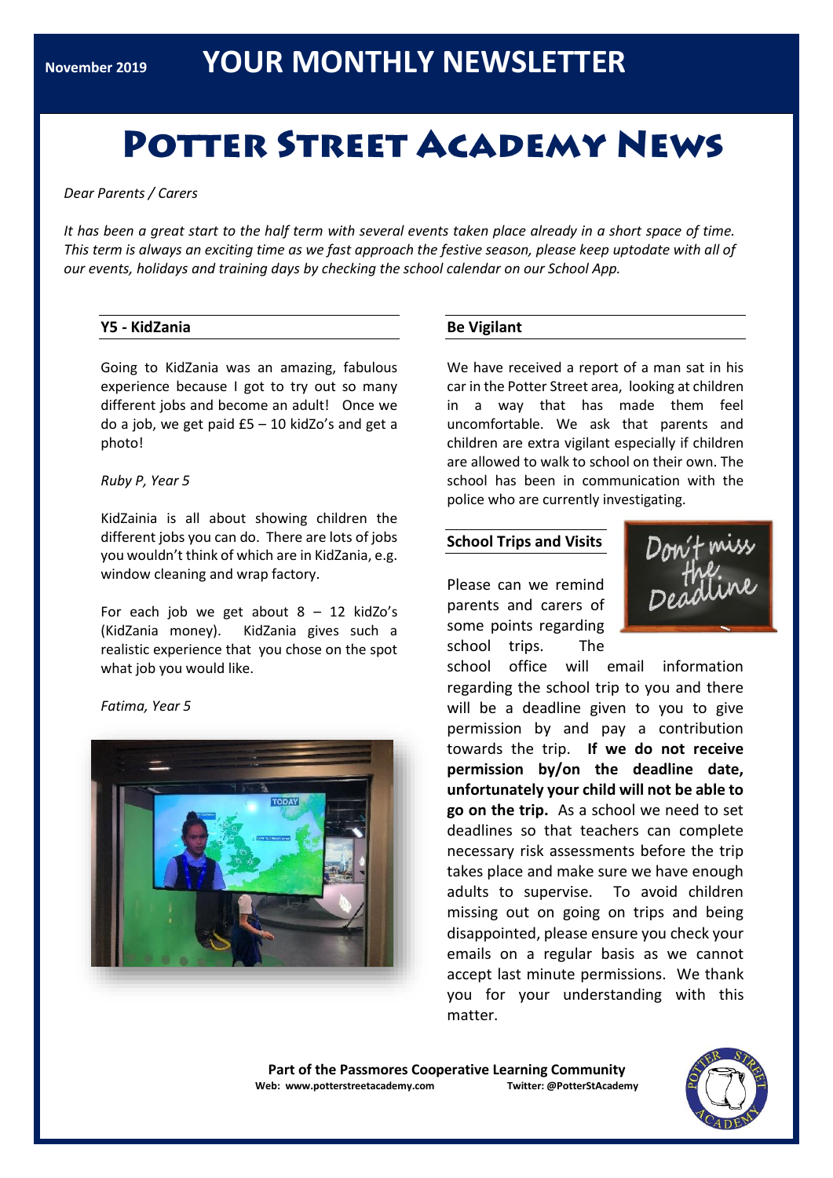November 2019

# YOUR MONTHLY NEWSLETTER

# Potter Street Academy News

*Dear Parents / Carers*

*It has been a great start to the half term with several events taken place already in a short space of time. This term is always an exciting time as we fast approach the festive season, please keep uptodate with all of our events, holidays and training days by checking the school calendar on our School App.*

## Y5 - KidZania

Going to KidZania was an amazing, fabulous experience because I got to try out so many different jobs and become an adult! Once we do a job, we get paid £5 – 10 kidZo's and get a photo!

*Ruby P, Year 5*

KidZainia is all about showing children the different jobs you can do. There are lots of jobs you wouldn't think of which are in KidZania, e.g. window cleaning and wrap factory.

For each job we get about 8 – 12 kidZo's (KidZania money). KidZania gives such a realistic experience that you chose on the spot what job you would like.

*Fatima, Year 5*

## Be Vigilant

We have received a report of a man sat in his car in the Potter Street area, looking at children in a way that has made them feel uncomfortable. We ask that parents and children are extra vigilant especially if children are allowed to walk to school on their own. The school has been in communication with the police who are currently investigating.

## School Trips and Visits

Don't miss the Deadline

Please can we remind parents and carers of some points regarding school trips. The school office will email information regarding the school trip to you and there will be a deadline given to you to give permission by and pay a contribution towards the trip. **If we do not receive permission by/on the deadline date, unfortunately your child will not be able to go on the trip.** As a school we need to set deadlines so that teachers can complete necessary risk assessments before the trip takes place and make sure we have enough adults to supervise. To avoid children missing out on going on trips and being disappointed, please ensure you check your emails on a regular basis as we cannot accept last minute permissions. We thank you for your understanding with this matter.

**Part of the Passmores Cooperative Learning Community**
**Web: www.potterstreetacademy.com** **Twitter: @PotterStAcademy**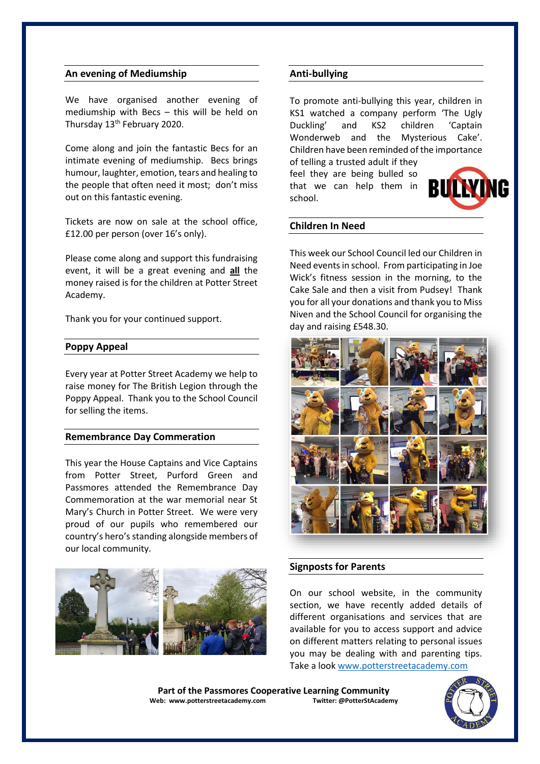## An evening of Mediumship

We have organised another evening of mediumship with Becs – this will be held on Thursday 13th February 2020.

Come along and join the fantastic Becs for an intimate evening of mediumship. Becs brings humour, laughter, emotion, tears and healing to the people that often need it most; don't miss out on this fantastic evening.

Tickets are now on sale at the school office, £12.00 per person (over 16's only).

Please come along and support this fundraising event, it will be a great evening and **all** the money raised is for the children at Potter Street Academy.

Thank you for your continued support.

## Poppy Appeal

Every year at Potter Street Academy we help to raise money for The British Legion through the Poppy Appeal. Thank you to the School Council for selling the items.

## Remembrance Day Commeration

This year the House Captains and Vice Captains from Potter Street, Purford Green and Passmores attended the Remembrance Day Commemoration at the war memorial near St Mary's Church in Potter Street. We were very proud of our pupils who remembered our country's hero's standing alongside members of our local community.

## Anti-bullying

To promote anti-bullying this year, children in KS1 watched a company perform 'The Ugly Duckling' and KS2 children 'Captain Wonderweb and the Mysterious Cake'. Children have been reminded of the importance of telling a trusted adult if they feel they are being bulled so that we can help them in school.

## Children In Need

This week our School Council led our Children in Need events in school. From participating in Joe Wick's fitness session in the morning, to the Cake Sale and then a visit from Pudsey! Thank you for all your donations and thank you to Miss Niven and the School Council for organising the day and raising £548.30.

## Signposts for Parents

On our school website, in the community section, we have recently added details of different organisations and services that are available for you to access support and advice on different matters relating to personal issues you may be dealing with and parenting tips. Take a look www.potterstreetacademy.com

**Part of the Passmores Cooperative Learning Community**
**Web: www.potterstreetacademy.com** **Twitter: @PotterStAcademy**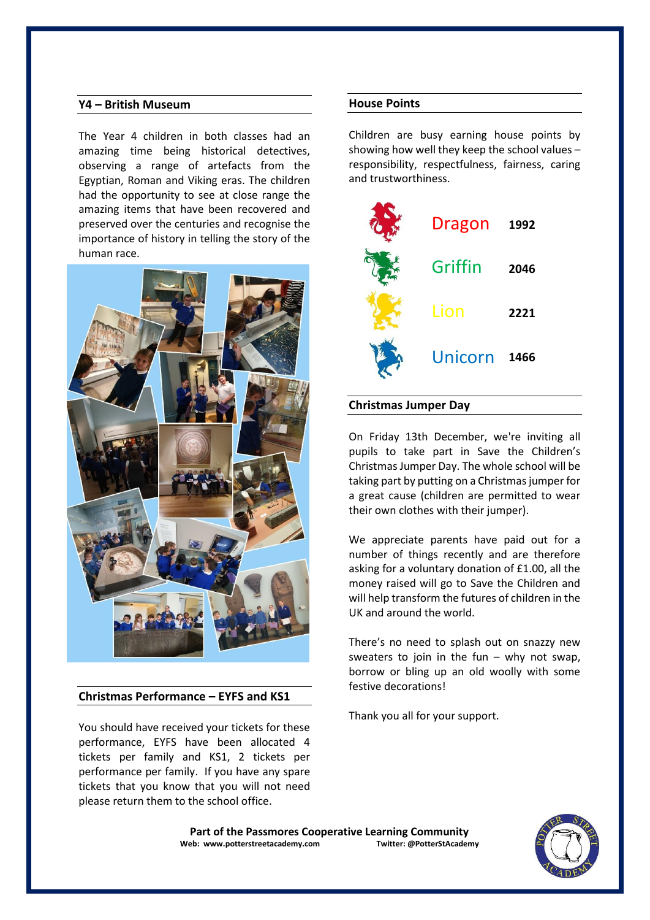## Y4 – British Museum

The Year 4 children in both classes had an amazing time being historical detectives, observing a range of artefacts from the Egyptian, Roman and Viking eras. The children had the opportunity to see at close range the amazing items that have been recovered and preserved over the centuries and recognise the importance of history in telling the story of the human race.

## Christmas Performance – EYFS and KS1

You should have received your tickets for these performance, EYFS have been allocated 4 tickets per family and KS1, 2 tickets per performance per family. If you have any spare tickets that you know that you will not need please return them to the school office.

## House Points

Children are busy earning house points by showing how well they keep the school values – responsibility, respectfulness, fairness, caring and trustworthiness.

| House | Points |
|---|---|
| Dragon | 1992 |
| Griffin | 2046 |
| Lion | 2221 |
| Unicorn | 1466 |

## Christmas Jumper Day

On Friday 13th December, we're inviting all pupils to take part in Save the Children's Christmas Jumper Day. The whole school will be taking part by putting on a Christmas jumper for a great cause (children are permitted to wear their own clothes with their jumper).

We appreciate parents have paid out for a number of things recently and are therefore asking for a voluntary donation of £1.00, all the money raised will go to Save the Children and will help transform the futures of children in the UK and around the world.

There's no need to splash out on snazzy new sweaters to join in the fun – why not swap, borrow or bling up an old woolly with some festive decorations!

Thank you all for your support.

**Part of the Passmores Cooperative Learning Community**
**Web: www.potterstreetacademy.com** **Twitter: @PotterStAcademy**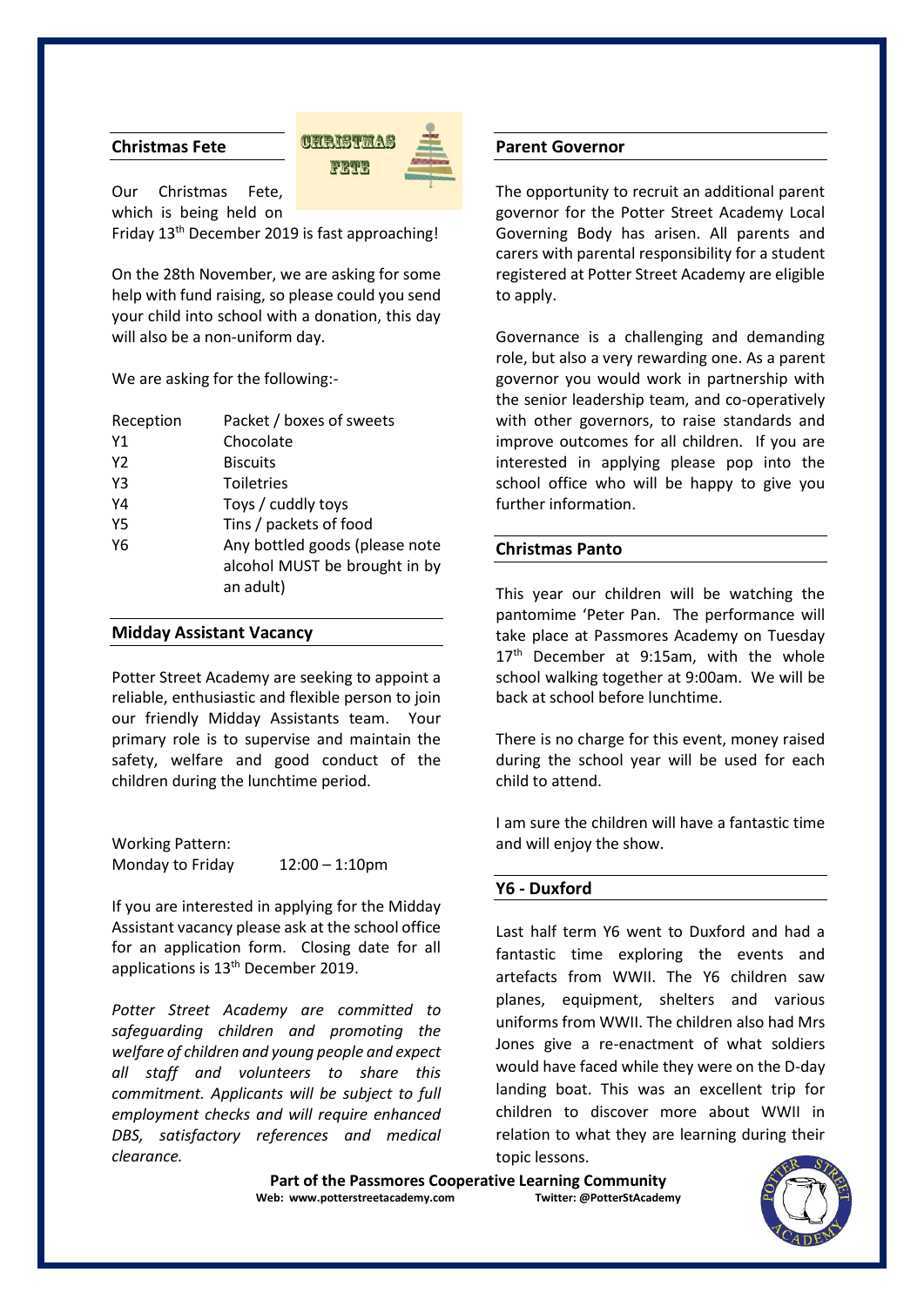## Christmas Fete

Our Christmas Fete, which is being held on Friday 13th December 2019 is fast approaching!

On the 28th November, we are asking for some help with fund raising, so please could you send your child into school with a donation, this day will also be a non-uniform day.

We are asking for the following:-

| | |
|---|---|
| Reception | Packet / boxes of sweets |
| Y1 | Chocolate |
| Y2 | Biscuits |
| Y3 | Toiletries |
| Y4 | Toys / cuddly toys |
| Y5 | Tins / packets of food |
| Y6 | Any bottled goods (please note alcohol MUST be brought in by an adult) |

## Midday Assistant Vacancy

Potter Street Academy are seeking to appoint a reliable, enthusiastic and flexible person to join our friendly Midday Assistants team. Your primary role is to supervise and maintain the safety, welfare and good conduct of the children during the lunchtime period.

Working Pattern:
Monday to Friday 12:00 – 1:10pm

If you are interested in applying for the Midday Assistant vacancy please ask at the school office for an application form. Closing date for all applications is 13th December 2019.

*Potter Street Academy are committed to safeguarding children and promoting the welfare of children and young people and expect all staff and volunteers to share this commitment. Applicants will be subject to full employment checks and will require enhanced DBS, satisfactory references and medical clearance.*

## Parent Governor

The opportunity to recruit an additional parent governor for the Potter Street Academy Local Governing Body has arisen. All parents and carers with parental responsibility for a student registered at Potter Street Academy are eligible to apply.

Governance is a challenging and demanding role, but also a very rewarding one. As a parent governor you would work in partnership with the senior leadership team, and co-operatively with other governors, to raise standards and improve outcomes for all children. If you are interested in applying please pop into the school office who will be happy to give you further information.

## Christmas Panto

This year our children will be watching the pantomime 'Peter Pan. The performance will take place at Passmores Academy on Tuesday 17th December at 9:15am, with the whole school walking together at 9:00am. We will be back at school before lunchtime.

There is no charge for this event, money raised during the school year will be used for each child to attend.

I am sure the children will have a fantastic time and will enjoy the show.

## Y6 - Duxford

Last half term Y6 went to Duxford and had a fantastic time exploring the events and artefacts from WWII. The Y6 children saw planes, equipment, shelters and various uniforms from WWII. The children also had Mrs Jones give a re-enactment of what soldiers would have faced while they were on the D-day landing boat. This was an excellent trip for children to discover more about WWII in relation to what they are learning during their topic lessons.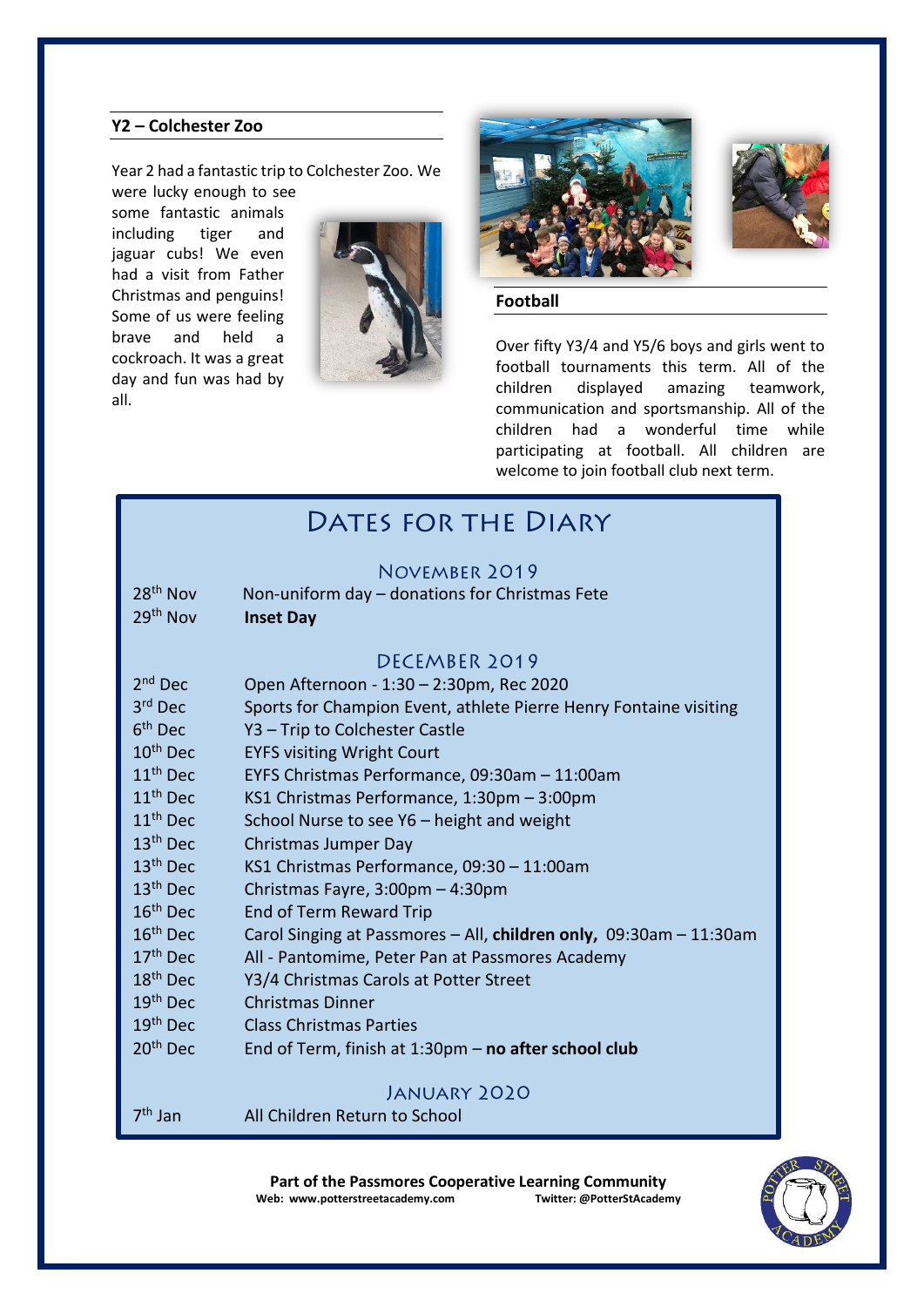## Y2 – Colchester Zoo

Year 2 had a fantastic trip to Colchester Zoo. We were lucky enough to see some fantastic animals including tiger and jaguar cubs! We even had a visit from Father Christmas and penguins! Some of us were feeling brave and held a cockroach. It was a great day and fun was had by all.

## Football

Over fifty Y3/4 and Y5/6 boys and girls went to football tournaments this term. All of the children displayed amazing teamwork, communication and sportsmanship. All of the children had a wonderful time while participating at football. All children are welcome to join football club next term.

# Dates for the Diary

### November 2019

| | |
|---|---|
| 28th Nov | Non-uniform day – donations for Christmas Fete |
| 29th Nov | **Inset Day** |

### December 2019

| | |
|---|---|
| 2nd Dec | Open Afternoon - 1:30 – 2:30pm, Rec 2020 |
| 3rd Dec | Sports for Champion Event, athlete Pierre Henry Fontaine visiting |
| 6th Dec | Y3 – Trip to Colchester Castle |
| 10th Dec | EYFS visiting Wright Court |
| 11th Dec | EYFS Christmas Performance, 09:30am – 11:00am |
| 11th Dec | KS1 Christmas Performance, 1:30pm – 3:00pm |
| 11th Dec | School Nurse to see Y6 – height and weight |
| 13th Dec | Christmas Jumper Day |
| 13th Dec | KS1 Christmas Performance, 09:30 – 11:00am |
| 13th Dec | Christmas Fayre, 3:00pm – 4:30pm |
| 16th Dec | End of Term Reward Trip |
| 16th Dec | Carol Singing at Passmores – All, **children only,** 09:30am – 11:30am |
| 17th Dec | All - Pantomime, Peter Pan at Passmores Academy |
| 18th Dec | Y3/4 Christmas Carols at Potter Street |
| 19th Dec | Christmas Dinner |
| 19th Dec | Class Christmas Parties |
| 20th Dec | End of Term, finish at 1:30pm – **no after school club** |

### January 2020

| | |
|---|---|
| 7th Jan | All Children Return to School |

**Part of the Passmores Cooperative Learning Community**
**Web: www.potterstreetacademy.com** **Twitter: @PotterStAcademy**